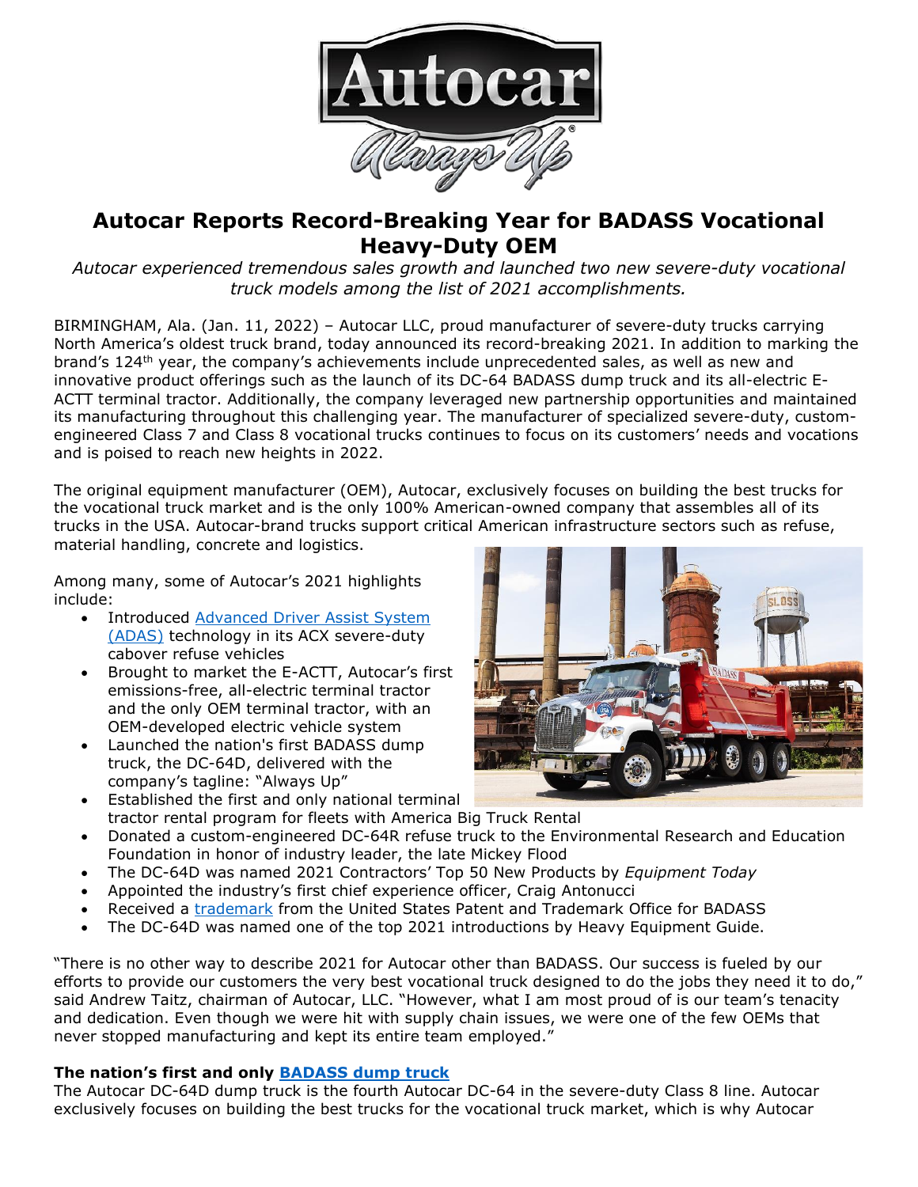# Autocar Reports Record-Breaking Year for BADASS Vocational Heavy-Duty OEM

*Autocar experienced tremendous sales growth and launched two new severe-duty vocational truck models among the list of 2021 accomplishments.*

BIRMINGHAM, Ala. (Jan. 11, 2022) – Autocar LLC, proud manufacturer of severe-duty trucks carrying North America's oldest truck brand, today announced its record-breaking 2021. In addition to marking the brand's 124th year, the company's achievements include unprecedented sales, as well as new and innovative product offerings such as the launch of its DC-64 BADASS dump truck and its all-electric E-ACTT terminal tractor. Additionally, the company leveraged new partnership opportunities and maintained its manufacturing throughout this challenging year. The manufacturer of specialized severe-duty, custom-engineered Class 7 and Class 8 vocational trucks continues to focus on its customers' needs and vocations and is poised to reach new heights in 2022.

The original equipment manufacturer (OEM), Autocar, exclusively focuses on building the best trucks for the vocational truck market and is the only 100% American-owned company that assembles all of its trucks in the USA. Autocar-brand trucks support critical American infrastructure sectors such as refuse, material handling, concrete and logistics.

Among many, some of Autocar's 2021 highlights include:

- Introduced [Advanced Driver Assist System (ADAS)]() technology in its ACX severe-duty cabover refuse vehicles
- Brought to market the E-ACTT, Autocar's first emissions-free, all-electric terminal tractor and the only OEM terminal tractor, with an OEM-developed electric vehicle system
- Launched the nation's first BADASS dump truck, the DC-64D, delivered with the company's tagline: "Always Up"
- Established the first and only national terminal tractor rental program for fleets with America Big Truck Rental
- Donated a custom-engineered DC-64R refuse truck to the Environmental Research and Education Foundation in honor of industry leader, the late Mickey Flood
- The DC-64D was named 2021 Contractors' Top 50 New Products by *Equipment Today*
- Appointed the industry's first chief experience officer, Craig Antonucci
- Received a [trademark]() from the United States Patent and Trademark Office for BADASS
- The DC-64D was named one of the top 2021 introductions by Heavy Equipment Guide.

"There is no other way to describe 2021 for Autocar other than BADASS. Our success is fueled by our efforts to provide our customers the very best vocational truck designed to do the jobs they need it to do," said Andrew Taitz, chairman of Autocar, LLC. "However, what I am most proud of is our team's tenacity and dedication. Even though we were hit with supply chain issues, we were one of the few OEMs that never stopped manufacturing and kept its entire team employed."

**The nation's first and only [BADASS dump truck]()**

The Autocar DC-64D dump truck is the fourth Autocar DC-64 in the severe-duty Class 8 line. Autocar exclusively focuses on building the best trucks for the vocational truck market, which is why Autocar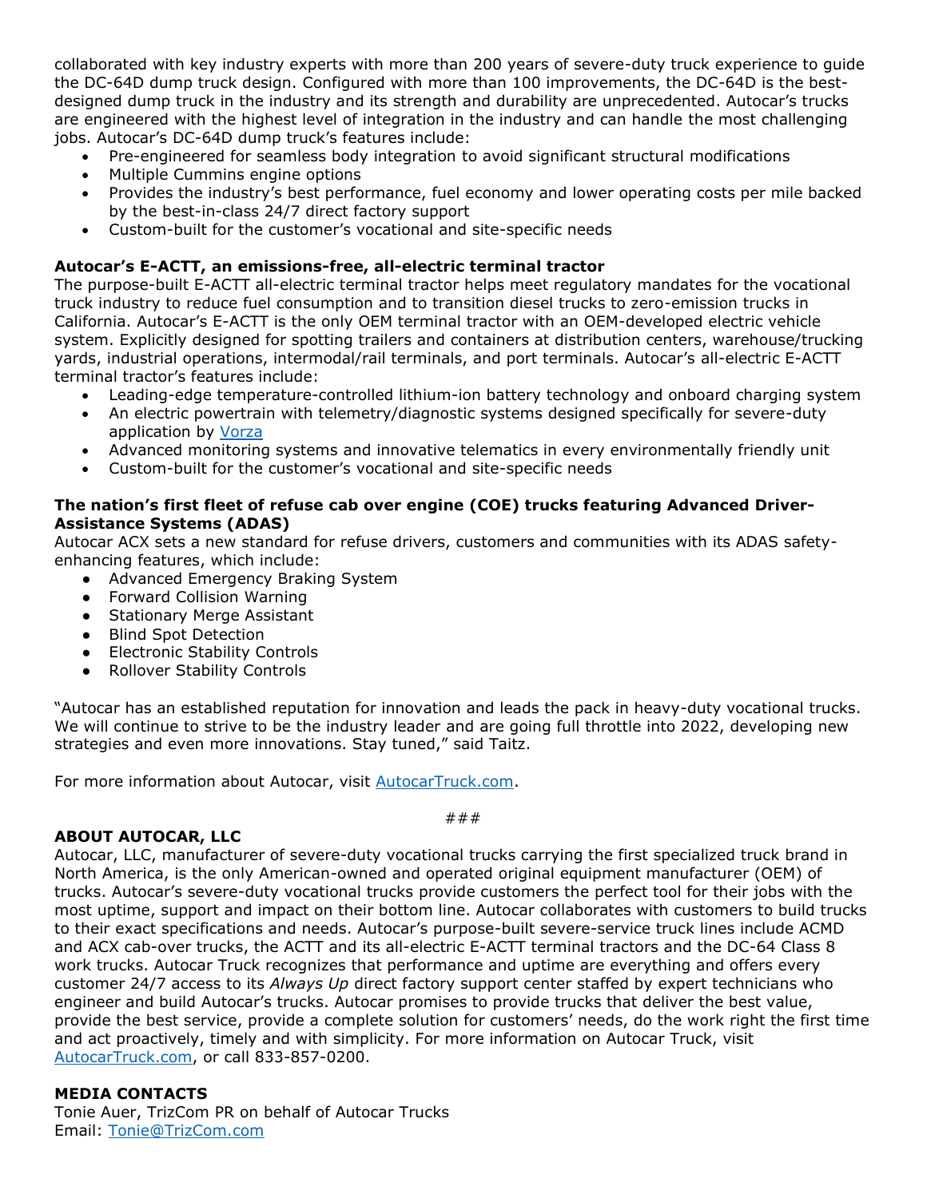collaborated with key industry experts with more than 200 years of severe-duty truck experience to guide the DC-64D dump truck design. Configured with more than 100 improvements, the DC-64D is the best-designed dump truck in the industry and its strength and durability are unprecedented. Autocar's trucks are engineered with the highest level of integration in the industry and can handle the most challenging jobs. Autocar's DC-64D dump truck's features include:

- Pre-engineered for seamless body integration to avoid significant structural modifications
- Multiple Cummins engine options
- Provides the industry's best performance, fuel economy and lower operating costs per mile backed by the best-in-class 24/7 direct factory support
- Custom-built for the customer's vocational and site-specific needs

**Autocar's E-ACTT, an emissions-free, all-electric terminal tractor**
The purpose-built E-ACTT all-electric terminal tractor helps meet regulatory mandates for the vocational truck industry to reduce fuel consumption and to transition diesel trucks to zero-emission trucks in California. Autocar's E-ACTT is the only OEM terminal tractor with an OEM-developed electric vehicle system. Explicitly designed for spotting trailers and containers at distribution centers, warehouse/trucking yards, industrial operations, intermodal/rail terminals, and port terminals. Autocar's all-electric E-ACTT terminal tractor's features include:

- Leading-edge temperature-controlled lithium-ion battery technology and onboard charging system
- An electric powertrain with telemetry/diagnostic systems designed specifically for severe-duty application by Vorza
- Advanced monitoring systems and innovative telematics in every environmentally friendly unit
- Custom-built for the customer's vocational and site-specific needs

**The nation's first fleet of refuse cab over engine (COE) trucks featuring Advanced Driver-Assistance Systems (ADAS)**
Autocar ACX sets a new standard for refuse drivers, customers and communities with its ADAS safety-enhancing features, which include:

- Advanced Emergency Braking System
- Forward Collision Warning
- Stationary Merge Assistant
- Blind Spot Detection
- Electronic Stability Controls
- Rollover Stability Controls

"Autocar has an established reputation for innovation and leads the pack in heavy-duty vocational trucks. We will continue to strive to be the industry leader and are going full throttle into 2022, developing new strategies and even more innovations. Stay tuned," said Taitz.

For more information about Autocar, visit AutocarTruck.com.

###

**ABOUT AUTOCAR, LLC**
Autocar, LLC, manufacturer of severe-duty vocational trucks carrying the first specialized truck brand in North America, is the only American-owned and operated original equipment manufacturer (OEM) of trucks. Autocar's severe-duty vocational trucks provide customers the perfect tool for their jobs with the most uptime, support and impact on their bottom line. Autocar collaborates with customers to build trucks to their exact specifications and needs. Autocar's purpose-built severe-service truck lines include ACMD and ACX cab-over trucks, the ACTT and its all-electric E-ACTT terminal tractors and the DC-64 Class 8 work trucks. Autocar Truck recognizes that performance and uptime are everything and offers every customer 24/7 access to its *Always Up* direct factory support center staffed by expert technicians who engineer and build Autocar's trucks. Autocar promises to provide trucks that deliver the best value, provide the best service, provide a complete solution for customers' needs, do the work right the first time and act proactively, timely and with simplicity. For more information on Autocar Truck, visit AutocarTruck.com, or call 833-857-0200.

**MEDIA CONTACTS**
Tonie Auer, TrizCom PR on behalf of Autocar Trucks
Email: Tonie@TrizCom.com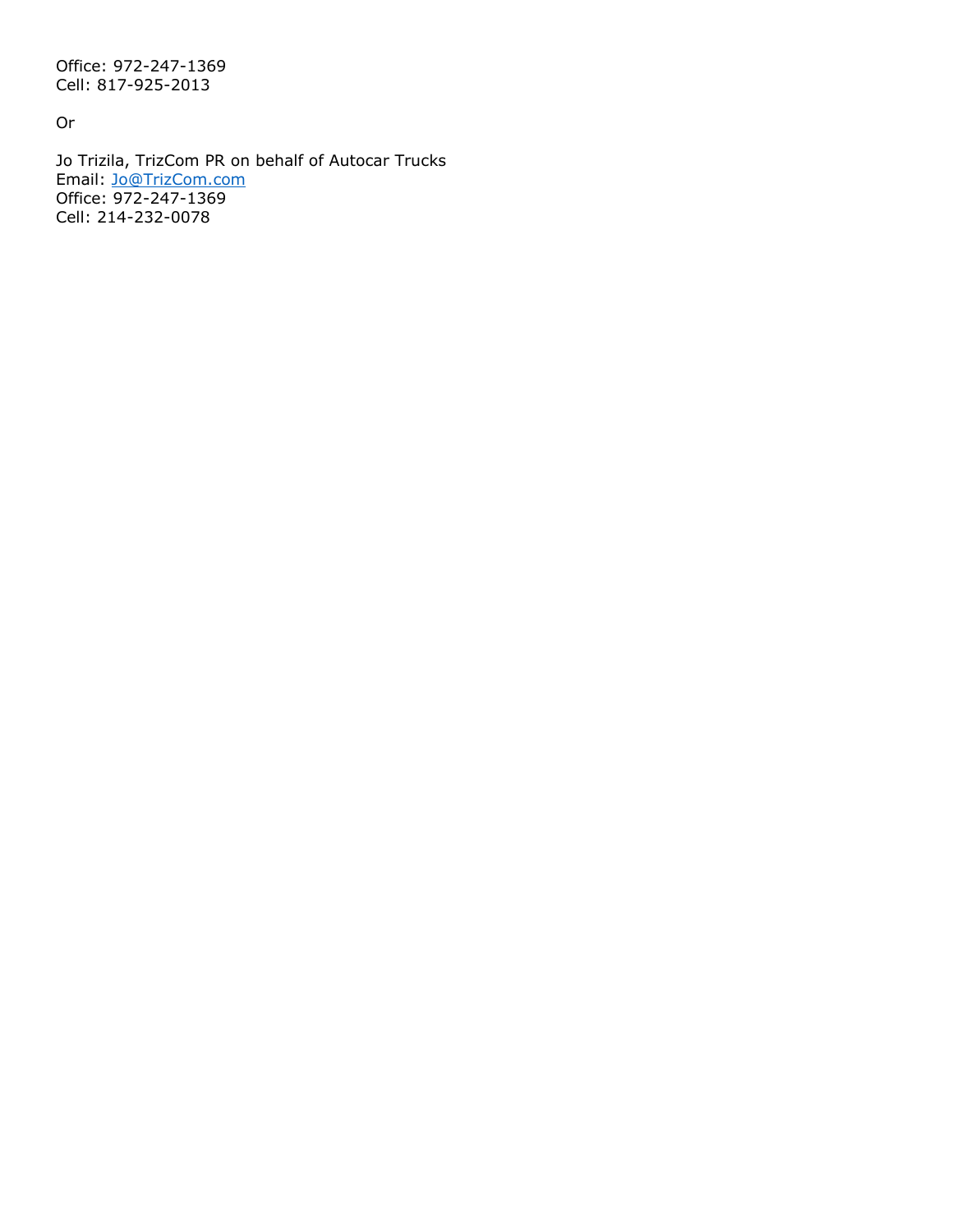Office: 972-247-1369
Cell: 817-925-2013

Or

Jo Trizila, TrizCom PR on behalf of Autocar Trucks
Email: Jo@TrizCom.com
Office: 972-247-1369
Cell: 214-232-0078